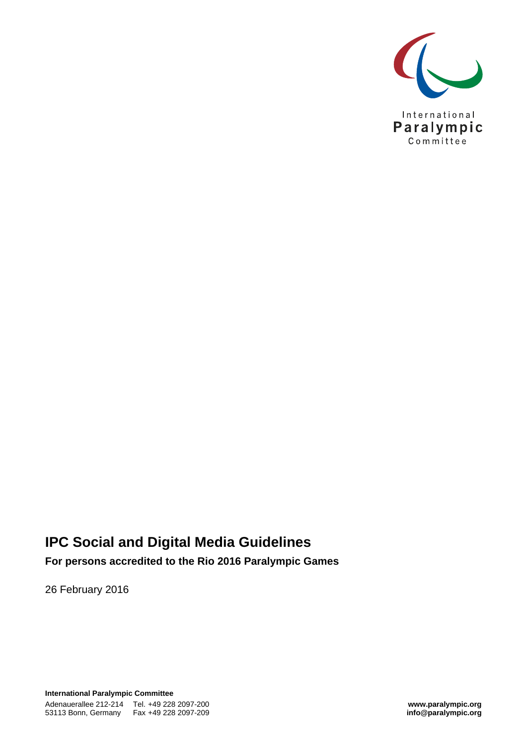International Paralympic Committee

# IPC Social and Digital Media Guidelines

**For persons accredited to the Rio 2016 Paralympic Games**

26 February 2016

**International Paralympic Committee**
Adenauerallee 212-214
53113 Bonn, Germany
Tel. +49 228 2097-200
Fax +49 228 2097-209

**www.paralympic.org**
**info@paralympic.org**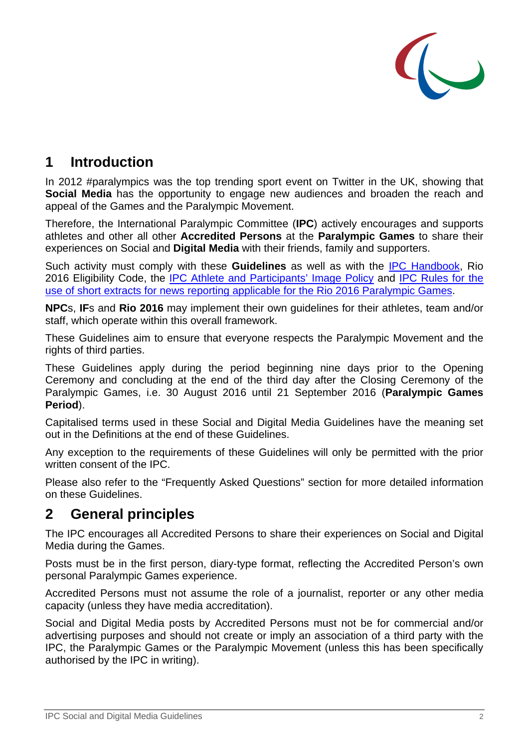## 1 Introduction

In 2012 #paralympics was the top trending sport event on Twitter in the UK, showing that **Social Media** has the opportunity to engage new audiences and broaden the reach and appeal of the Games and the Paralympic Movement.

Therefore, the International Paralympic Committee (**IPC**) actively encourages and supports athletes and other all other **Accredited Persons** at the **Paralympic Games** to share their experiences on Social and **Digital Media** with their friends, family and supporters.

Such activity must comply with these **Guidelines** as well as with the IPC Handbook, Rio 2016 Eligibility Code, the IPC Athlete and Participants' Image Policy and IPC Rules for the use of short extracts for news reporting applicable for the Rio 2016 Paralympic Games.

**NPC**s, **IF**s and **Rio 2016** may implement their own guidelines for their athletes, team and/or staff, which operate within this overall framework.

These Guidelines aim to ensure that everyone respects the Paralympic Movement and the rights of third parties.

These Guidelines apply during the period beginning nine days prior to the Opening Ceremony and concluding at the end of the third day after the Closing Ceremony of the Paralympic Games, i.e. 30 August 2016 until 21 September 2016 (**Paralympic Games Period**).

Capitalised terms used in these Social and Digital Media Guidelines have the meaning set out in the Definitions at the end of these Guidelines.

Any exception to the requirements of these Guidelines will only be permitted with the prior written consent of the IPC.

Please also refer to the "Frequently Asked Questions" section for more detailed information on these Guidelines.

## 2 General principles

The IPC encourages all Accredited Persons to share their experiences on Social and Digital Media during the Games.

Posts must be in the first person, diary-type format, reflecting the Accredited Person's own personal Paralympic Games experience.

Accredited Persons must not assume the role of a journalist, reporter or any other media capacity (unless they have media accreditation).

Social and Digital Media posts by Accredited Persons must not be for commercial and/or advertising purposes and should not create or imply an association of a third party with the IPC, the Paralympic Games or the Paralympic Movement (unless this has been specifically authorised by the IPC in writing).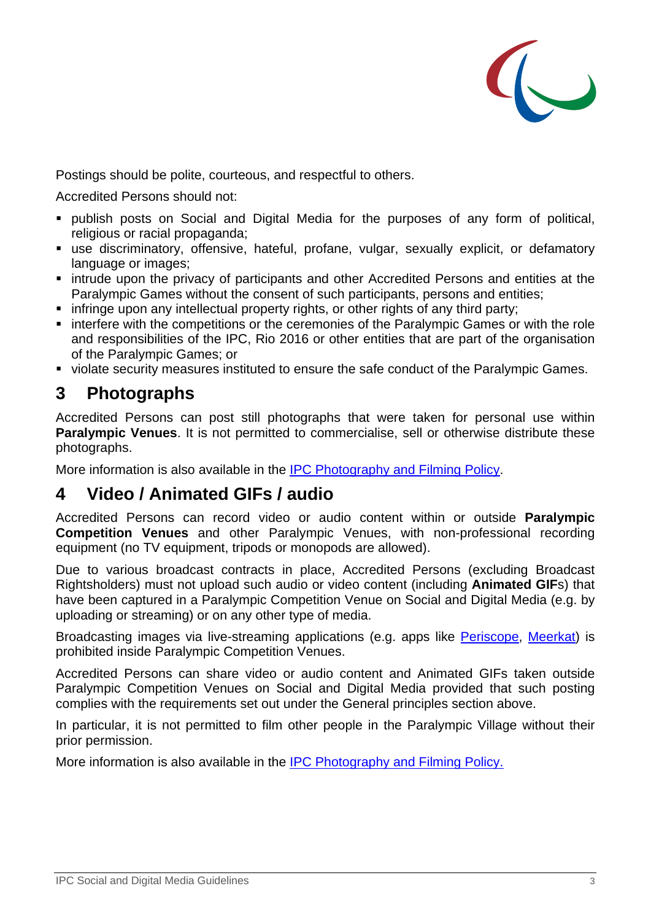Postings should be polite, courteous, and respectful to others.

Accredited Persons should not:

- publish posts on Social and Digital Media for the purposes of any form of political, religious or racial propaganda;
- use discriminatory, offensive, hateful, profane, vulgar, sexually explicit, or defamatory language or images;
- intrude upon the privacy of participants and other Accredited Persons and entities at the Paralympic Games without the consent of such participants, persons and entities;
- infringe upon any intellectual property rights, or other rights of any third party;
- interfere with the competitions or the ceremonies of the Paralympic Games or with the role and responsibilities of the IPC, Rio 2016 or other entities that are part of the organisation of the Paralympic Games; or
- violate security measures instituted to ensure the safe conduct of the Paralympic Games.

# 3 Photographs

Accredited Persons can post still photographs that were taken for personal use within **Paralympic Venues**. It is not permitted to commercialise, sell or otherwise distribute these photographs.

More information is also available in the IPC Photography and Filming Policy.

# 4 Video / Animated GIFs / audio

Accredited Persons can record video or audio content within or outside **Paralympic Competition Venues** and other Paralympic Venues, with non-professional recording equipment (no TV equipment, tripods or monopods are allowed).

Due to various broadcast contracts in place, Accredited Persons (excluding Broadcast Rightsholders) must not upload such audio or video content (including **Animated GIF**s) that have been captured in a Paralympic Competition Venue on Social and Digital Media (e.g. by uploading or streaming) or on any other type of media.

Broadcasting images via live-streaming applications (e.g. apps like Periscope, Meerkat) is prohibited inside Paralympic Competition Venues.

Accredited Persons can share video or audio content and Animated GIFs taken outside Paralympic Competition Venues on Social and Digital Media provided that such posting complies with the requirements set out under the General principles section above.

In particular, it is not permitted to film other people in the Paralympic Village without their prior permission.

More information is also available in the IPC Photography and Filming Policy.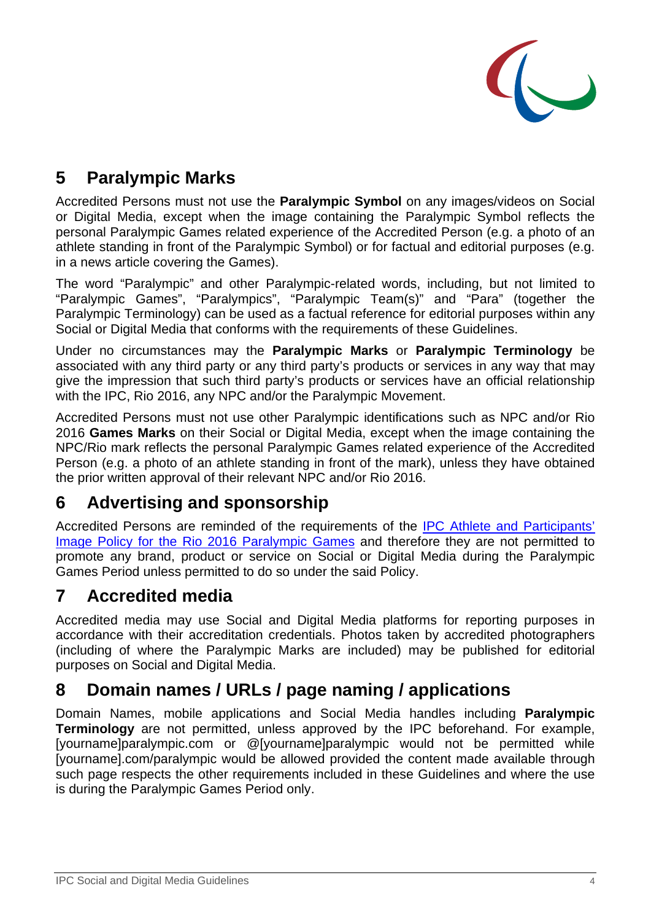## 5 Paralympic Marks

Accredited Persons must not use the **Paralympic Symbol** on any images/videos on Social or Digital Media, except when the image containing the Paralympic Symbol reflects the personal Paralympic Games related experience of the Accredited Person (e.g. a photo of an athlete standing in front of the Paralympic Symbol) or for factual and editorial purposes (e.g. in a news article covering the Games).

The word “Paralympic” and other Paralympic-related words, including, but not limited to “Paralympic Games”, “Paralympics”, “Paralympic Team(s)” and “Para” (together the Paralympic Terminology) can be used as a factual reference for editorial purposes within any Social or Digital Media that conforms with the requirements of these Guidelines.

Under no circumstances may the **Paralympic Marks** or **Paralympic Terminology** be associated with any third party or any third party’s products or services in any way that may give the impression that such third party’s products or services have an official relationship with the IPC, Rio 2016, any NPC and/or the Paralympic Movement.

Accredited Persons must not use other Paralympic identifications such as NPC and/or Rio 2016 **Games Marks** on their Social or Digital Media, except when the image containing the NPC/Rio mark reflects the personal Paralympic Games related experience of the Accredited Person (e.g. a photo of an athlete standing in front of the mark), unless they have obtained the prior written approval of their relevant NPC and/or Rio 2016.

## 6 Advertising and sponsorship

Accredited Persons are reminded of the requirements of the IPC Athlete and Participants' Image Policy for the Rio 2016 Paralympic Games and therefore they are not permitted to promote any brand, product or service on Social or Digital Media during the Paralympic Games Period unless permitted to do so under the said Policy.

## 7 Accredited media

Accredited media may use Social and Digital Media platforms for reporting purposes in accordance with their accreditation credentials. Photos taken by accredited photographers (including of where the Paralympic Marks are included) may be published for editorial purposes on Social and Digital Media.

## 8 Domain names / URLs / page naming / applications

Domain Names, mobile applications and Social Media handles including **Paralympic Terminology** are not permitted, unless approved by the IPC beforehand. For example, [yourname]paralympic.com or @[yourname]paralympic would not be permitted while [yourname].com/paralympic would be allowed provided the content made available through such page respects the other requirements included in these Guidelines and where the use is during the Paralympic Games Period only.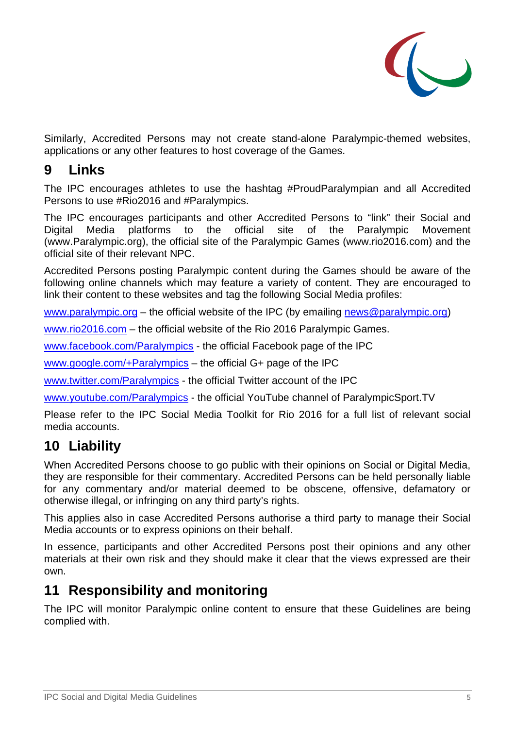Similarly, Accredited Persons may not create stand-alone Paralympic-themed websites, applications or any other features to host coverage of the Games.

## 9 Links

The IPC encourages athletes to use the hashtag #ProudParalympian and all Accredited Persons to use #Rio2016 and #Paralympics.

The IPC encourages participants and other Accredited Persons to "link" their Social and Digital Media platforms to the official site of the Paralympic Movement (www.Paralympic.org), the official site of the Paralympic Games (www.rio2016.com) and the official site of their relevant NPC.

Accredited Persons posting Paralympic content during the Games should be aware of the following online channels which may feature a variety of content. They are encouraged to link their content to these websites and tag the following Social Media profiles:

www.paralympic.org – the official website of the IPC (by emailing news@paralympic.org)

www.rio2016.com – the official website of the Rio 2016 Paralympic Games.

www.facebook.com/Paralympics - the official Facebook page of the IPC

www.google.com/+Paralympics – the official G+ page of the IPC

www.twitter.com/Paralympics - the official Twitter account of the IPC

www.youtube.com/Paralympics - the official YouTube channel of ParalympicSport.TV

Please refer to the IPC Social Media Toolkit for Rio 2016 for a full list of relevant social media accounts.

## 10 Liability

When Accredited Persons choose to go public with their opinions on Social or Digital Media, they are responsible for their commentary. Accredited Persons can be held personally liable for any commentary and/or material deemed to be obscene, offensive, defamatory or otherwise illegal, or infringing on any third party's rights.

This applies also in case Accredited Persons authorise a third party to manage their Social Media accounts or to express opinions on their behalf.

In essence, participants and other Accredited Persons post their opinions and any other materials at their own risk and they should make it clear that the views expressed are their own.

## 11 Responsibility and monitoring

The IPC will monitor Paralympic online content to ensure that these Guidelines are being complied with.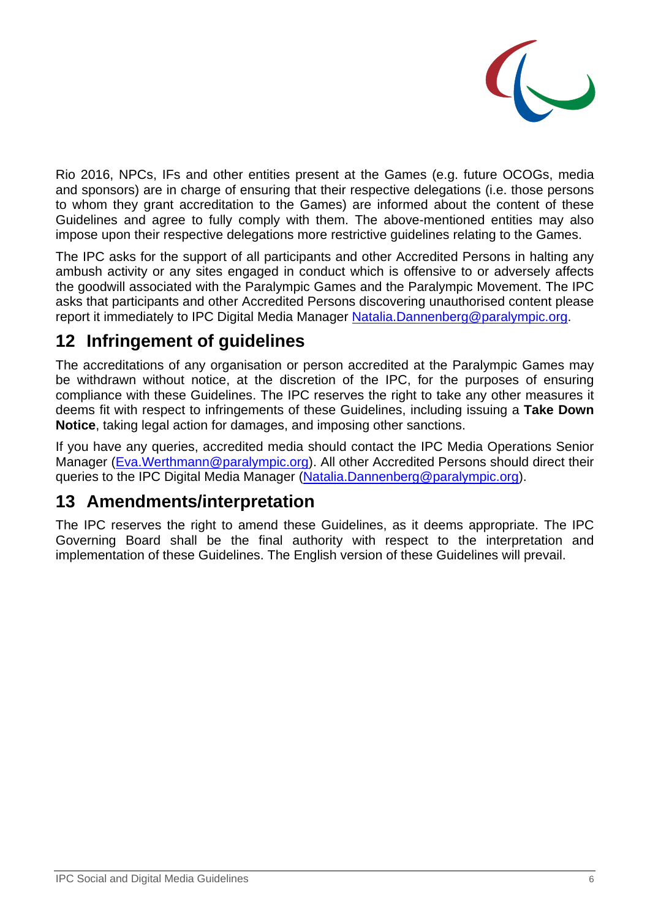Rio 2016, NPCs, IFs and other entities present at the Games (e.g. future OCOGs, media and sponsors) are in charge of ensuring that their respective delegations (i.e. those persons to whom they grant accreditation to the Games) are informed about the content of these Guidelines and agree to fully comply with them. The above-mentioned entities may also impose upon their respective delegations more restrictive guidelines relating to the Games.

The IPC asks for the support of all participants and other Accredited Persons in halting any ambush activity or any sites engaged in conduct which is offensive to or adversely affects the goodwill associated with the Paralympic Games and the Paralympic Movement. The IPC asks that participants and other Accredited Persons discovering unauthorised content please report it immediately to IPC Digital Media Manager Natalia.Dannenberg@paralympic.org.

## 12 Infringement of guidelines

The accreditations of any organisation or person accredited at the Paralympic Games may be withdrawn without notice, at the discretion of the IPC, for the purposes of ensuring compliance with these Guidelines. The IPC reserves the right to take any other measures it deems fit with respect to infringements of these Guidelines, including issuing a **Take Down Notice**, taking legal action for damages, and imposing other sanctions.

If you have any queries, accredited media should contact the IPC Media Operations Senior Manager (Eva.Werthmann@paralympic.org). All other Accredited Persons should direct their queries to the IPC Digital Media Manager (Natalia.Dannenberg@paralympic.org).

## 13 Amendments/interpretation

The IPC reserves the right to amend these Guidelines, as it deems appropriate. The IPC Governing Board shall be the final authority with respect to the interpretation and implementation of these Guidelines. The English version of these Guidelines will prevail.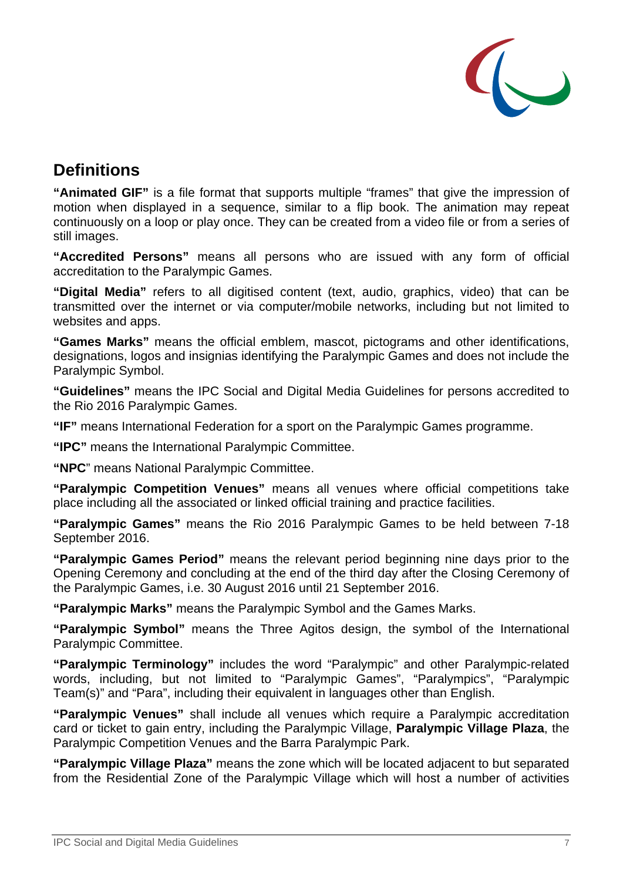## Definitions

**"Animated GIF"** is a file format that supports multiple "frames" that give the impression of motion when displayed in a sequence, similar to a flip book. The animation may repeat continuously on a loop or play once. They can be created from a video file or from a series of still images.

**"Accredited Persons"** means all persons who are issued with any form of official accreditation to the Paralympic Games.

**"Digital Media"** refers to all digitised content (text, audio, graphics, video) that can be transmitted over the internet or via computer/mobile networks, including but not limited to websites and apps.

**"Games Marks"** means the official emblem, mascot, pictograms and other identifications, designations, logos and insignias identifying the Paralympic Games and does not include the Paralympic Symbol.

**"Guidelines"** means the IPC Social and Digital Media Guidelines for persons accredited to the Rio 2016 Paralympic Games.

**"IF"** means International Federation for a sport on the Paralympic Games programme.

**"IPC"** means the International Paralympic Committee.

**"NPC**" means National Paralympic Committee.

**"Paralympic Competition Venues"** means all venues where official competitions take place including all the associated or linked official training and practice facilities.

**"Paralympic Games"** means the Rio 2016 Paralympic Games to be held between 7-18 September 2016.

**"Paralympic Games Period"** means the relevant period beginning nine days prior to the Opening Ceremony and concluding at the end of the third day after the Closing Ceremony of the Paralympic Games, i.e. 30 August 2016 until 21 September 2016.

**"Paralympic Marks"** means the Paralympic Symbol and the Games Marks.

**"Paralympic Symbol"** means the Three Agitos design, the symbol of the International Paralympic Committee.

**"Paralympic Terminology"** includes the word "Paralympic" and other Paralympic-related words, including, but not limited to "Paralympic Games", "Paralympics", "Paralympic Team(s)" and "Para", including their equivalent in languages other than English.

**"Paralympic Venues"** shall include all venues which require a Paralympic accreditation card or ticket to gain entry, including the Paralympic Village, **Paralympic Village Plaza**, the Paralympic Competition Venues and the Barra Paralympic Park.

**"Paralympic Village Plaza"** means the zone which will be located adjacent to but separated from the Residential Zone of the Paralympic Village which will host a number of activities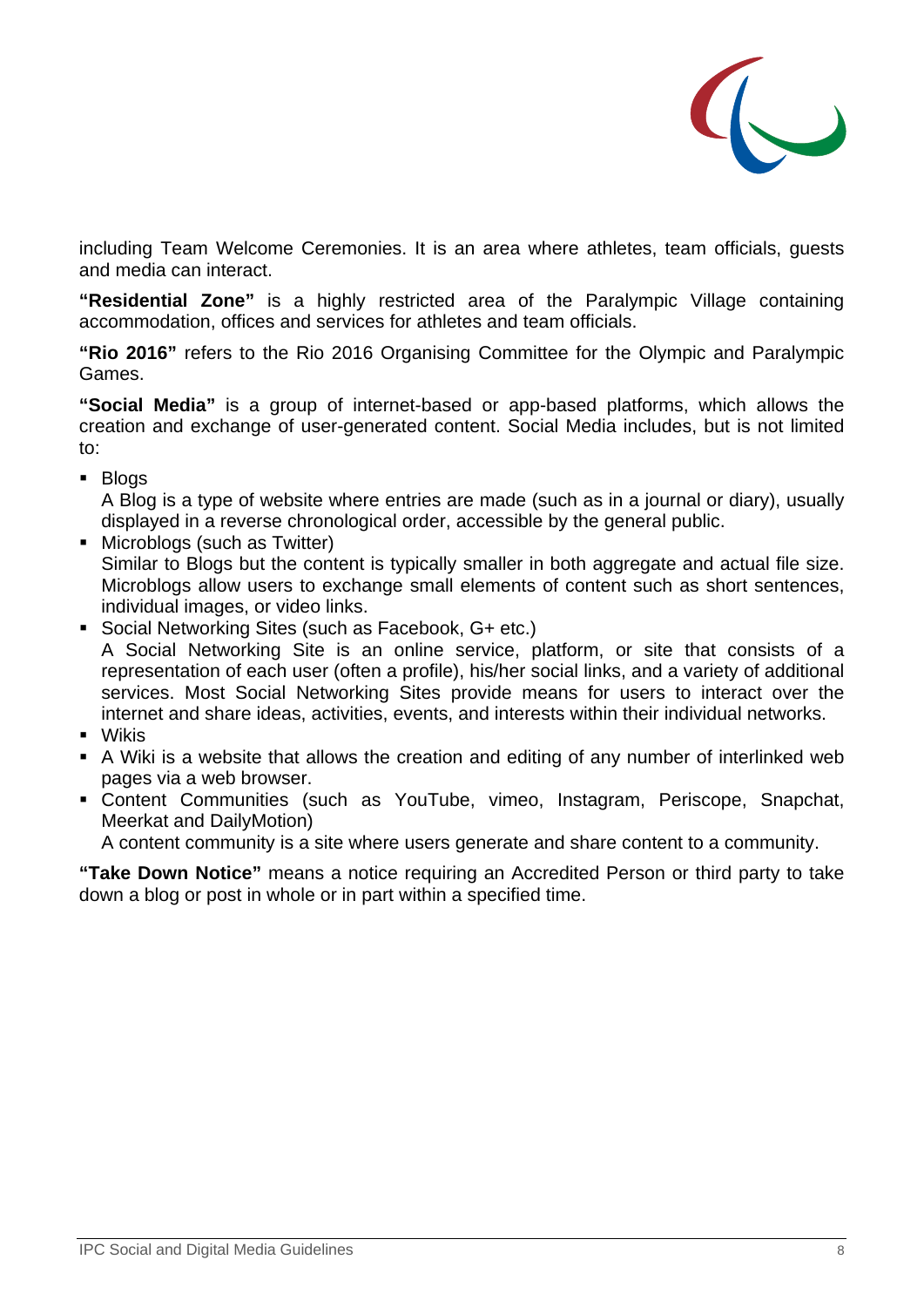including Team Welcome Ceremonies. It is an area where athletes, team officials, guests and media can interact.

**“Residential Zone”** is a highly restricted area of the Paralympic Village containing accommodation, offices and services for athletes and team officials.

**“Rio 2016”** refers to the Rio 2016 Organising Committee for the Olympic and Paralympic Games.

**“Social Media”** is a group of internet-based or app-based platforms, which allows the creation and exchange of user-generated content. Social Media includes, but is not limited to:

- Blogs
  A Blog is a type of website where entries are made (such as in a journal or diary), usually displayed in a reverse chronological order, accessible by the general public.
- Microblogs (such as Twitter)
  Similar to Blogs but the content is typically smaller in both aggregate and actual file size. Microblogs allow users to exchange small elements of content such as short sentences, individual images, or video links.
- Social Networking Sites (such as Facebook, G+ etc.)
  A Social Networking Site is an online service, platform, or site that consists of a representation of each user (often a profile), his/her social links, and a variety of additional services. Most Social Networking Sites provide means for users to interact over the internet and share ideas, activities, events, and interests within their individual networks.
- Wikis
- A Wiki is a website that allows the creation and editing of any number of interlinked web pages via a web browser.
- Content Communities (such as YouTube, vimeo, Instagram, Periscope, Snapchat, Meerkat and DailyMotion)
  A content community is a site where users generate and share content to a community.

**“Take Down Notice”** means a notice requiring an Accredited Person or third party to take down a blog or post in whole or in part within a specified time.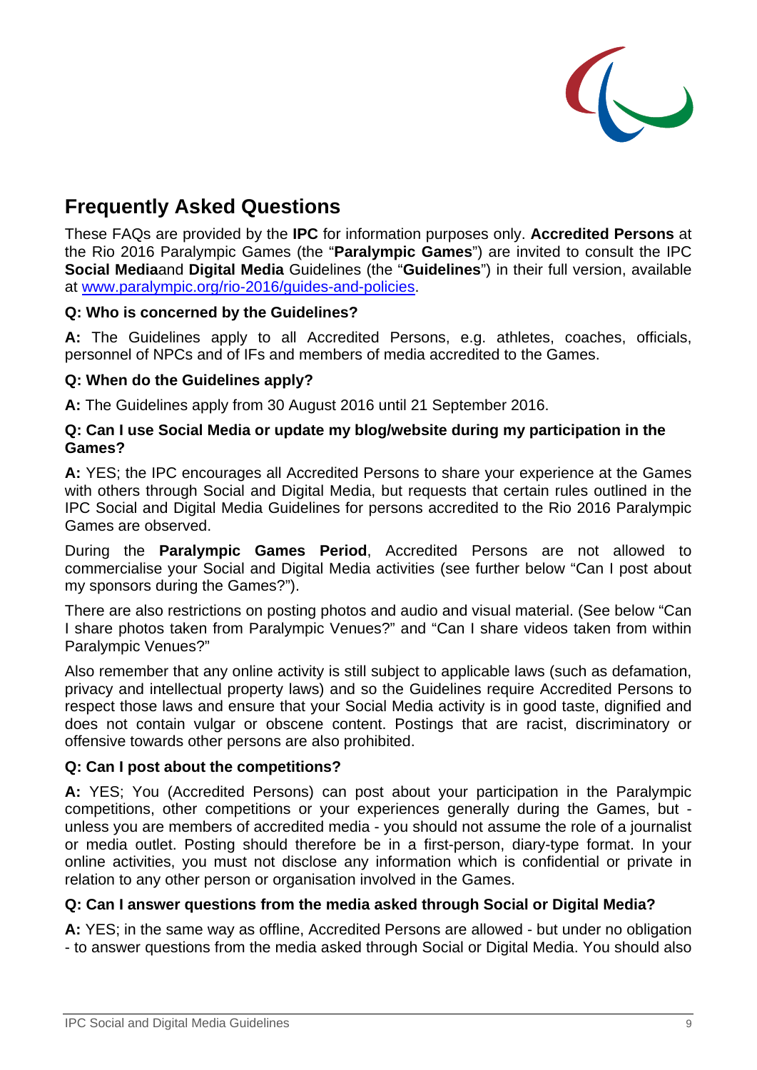## Frequently Asked Questions

These FAQs are provided by the **IPC** for information purposes only. **Accredited Persons** at the Rio 2016 Paralympic Games (the "**Paralympic Games**") are invited to consult the IPC **Social Media**and **Digital Media** Guidelines (the "**Guidelines**") in their full version, available at [www.paralympic.org/rio-2016/guides-and-policies](http://www.paralympic.org/rio-2016/guides-and-policies).

**Q: Who is concerned by the Guidelines?**

**A:** The Guidelines apply to all Accredited Persons, e.g. athletes, coaches, officials, personnel of NPCs and of IFs and members of media accredited to the Games.

**Q: When do the Guidelines apply?**

**A:** The Guidelines apply from 30 August 2016 until 21 September 2016.

**Q: Can I use Social Media or update my blog/website during my participation in the Games?**

**A:** YES; the IPC encourages all Accredited Persons to share your experience at the Games with others through Social and Digital Media, but requests that certain rules outlined in the IPC Social and Digital Media Guidelines for persons accredited to the Rio 2016 Paralympic Games are observed.

During the **Paralympic Games Period**, Accredited Persons are not allowed to commercialise your Social and Digital Media activities (see further below "Can I post about my sponsors during the Games?").

There are also restrictions on posting photos and audio and visual material. (See below "Can I share photos taken from Paralympic Venues?" and "Can I share videos taken from within Paralympic Venues?"

Also remember that any online activity is still subject to applicable laws (such as defamation, privacy and intellectual property laws) and so the Guidelines require Accredited Persons to respect those laws and ensure that your Social Media activity is in good taste, dignified and does not contain vulgar or obscene content. Postings that are racist, discriminatory or offensive towards other persons are also prohibited.

**Q: Can I post about the competitions?**

**A:** YES; You (Accredited Persons) can post about your participation in the Paralympic competitions, other competitions or your experiences generally during the Games, but - unless you are members of accredited media - you should not assume the role of a journalist or media outlet. Posting should therefore be in a first-person, diary-type format. In your online activities, you must not disclose any information which is confidential or private in relation to any other person or organisation involved in the Games.

**Q: Can I answer questions from the media asked through Social or Digital Media?**

**A:** YES; in the same way as offline, Accredited Persons are allowed - but under no obligation - to answer questions from the media asked through Social or Digital Media. You should also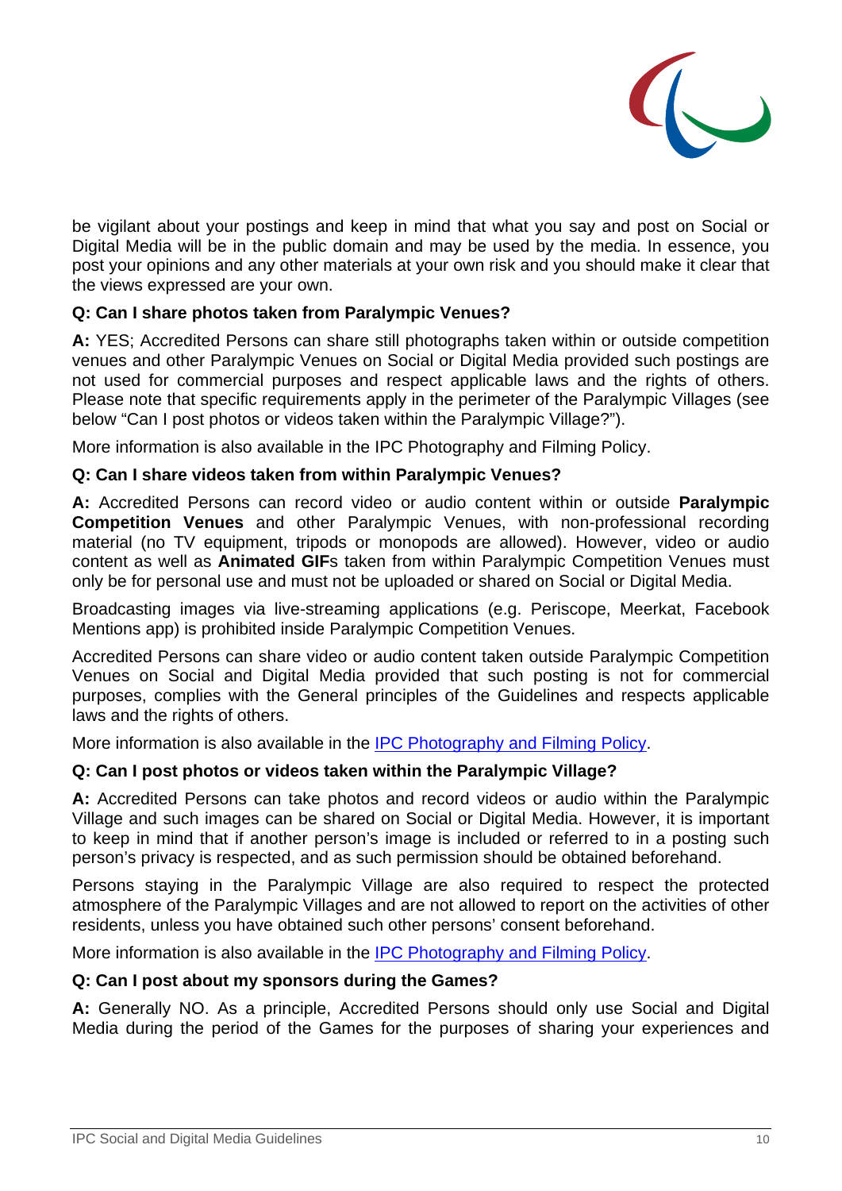be vigilant about your postings and keep in mind that what you say and post on Social or Digital Media will be in the public domain and may be used by the media. In essence, you post your opinions and any other materials at your own risk and you should make it clear that the views expressed are your own.

**Q: Can I share photos taken from Paralympic Venues?**

**A:** YES; Accredited Persons can share still photographs taken within or outside competition venues and other Paralympic Venues on Social or Digital Media provided such postings are not used for commercial purposes and respect applicable laws and the rights of others. Please note that specific requirements apply in the perimeter of the Paralympic Villages (see below "Can I post photos or videos taken within the Paralympic Village?").

More information is also available in the IPC Photography and Filming Policy.

**Q: Can I share videos taken from within Paralympic Venues?**

**A:** Accredited Persons can record video or audio content within or outside **Paralympic Competition Venues** and other Paralympic Venues, with non-professional recording material (no TV equipment, tripods or monopods are allowed). However, video or audio content as well as **Animated GIF**s taken from within Paralympic Competition Venues must only be for personal use and must not be uploaded or shared on Social or Digital Media.

Broadcasting images via live-streaming applications (e.g. Periscope, Meerkat, Facebook Mentions app) is prohibited inside Paralympic Competition Venues.

Accredited Persons can share video or audio content taken outside Paralympic Competition Venues on Social and Digital Media provided that such posting is not for commercial purposes, complies with the General principles of the Guidelines and respects applicable laws and the rights of others.

More information is also available in the IPC Photography and Filming Policy.

**Q: Can I post photos or videos taken within the Paralympic Village?**

**A:** Accredited Persons can take photos and record videos or audio within the Paralympic Village and such images can be shared on Social or Digital Media. However, it is important to keep in mind that if another person's image is included or referred to in a posting such person's privacy is respected, and as such permission should be obtained beforehand.

Persons staying in the Paralympic Village are also required to respect the protected atmosphere of the Paralympic Villages and are not allowed to report on the activities of other residents, unless you have obtained such other persons' consent beforehand.

More information is also available in the IPC Photography and Filming Policy.

**Q: Can I post about my sponsors during the Games?**

**A:** Generally NO. As a principle, Accredited Persons should only use Social and Digital Media during the period of the Games for the purposes of sharing your experiences and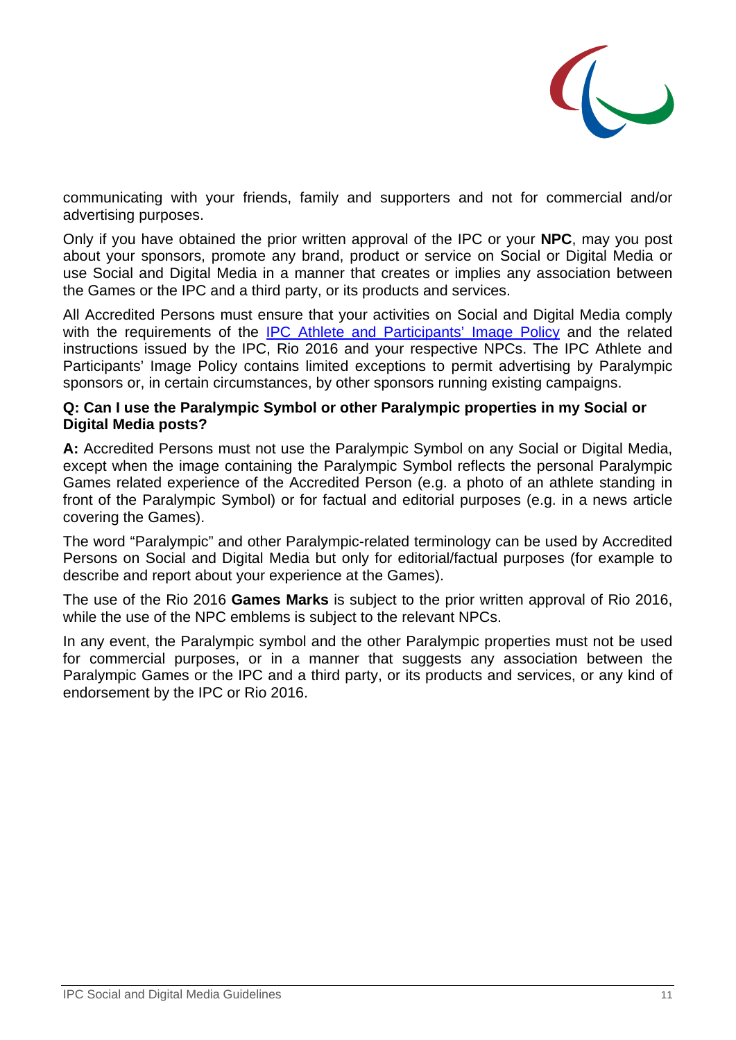communicating with your friends, family and supporters and not for commercial and/or advertising purposes.

Only if you have obtained the prior written approval of the IPC or your **NPC**, may you post about your sponsors, promote any brand, product or service on Social or Digital Media or use Social and Digital Media in a manner that creates or implies any association between the Games or the IPC and a third party, or its products and services.

All Accredited Persons must ensure that your activities on Social and Digital Media comply with the requirements of the IPC Athlete and Participants' Image Policy and the related instructions issued by the IPC, Rio 2016 and your respective NPCs. The IPC Athlete and Participants' Image Policy contains limited exceptions to permit advertising by Paralympic sponsors or, in certain circumstances, by other sponsors running existing campaigns.

**Q: Can I use the Paralympic Symbol or other Paralympic properties in my Social or Digital Media posts?**

**A:** Accredited Persons must not use the Paralympic Symbol on any Social or Digital Media, except when the image containing the Paralympic Symbol reflects the personal Paralympic Games related experience of the Accredited Person (e.g. a photo of an athlete standing in front of the Paralympic Symbol) or for factual and editorial purposes (e.g. in a news article covering the Games).

The word "Paralympic" and other Paralympic-related terminology can be used by Accredited Persons on Social and Digital Media but only for editorial/factual purposes (for example to describe and report about your experience at the Games).

The use of the Rio 2016 **Games Marks** is subject to the prior written approval of Rio 2016, while the use of the NPC emblems is subject to the relevant NPCs.

In any event, the Paralympic symbol and the other Paralympic properties must not be used for commercial purposes, or in a manner that suggests any association between the Paralympic Games or the IPC and a third party, or its products and services, or any kind of endorsement by the IPC or Rio 2016.